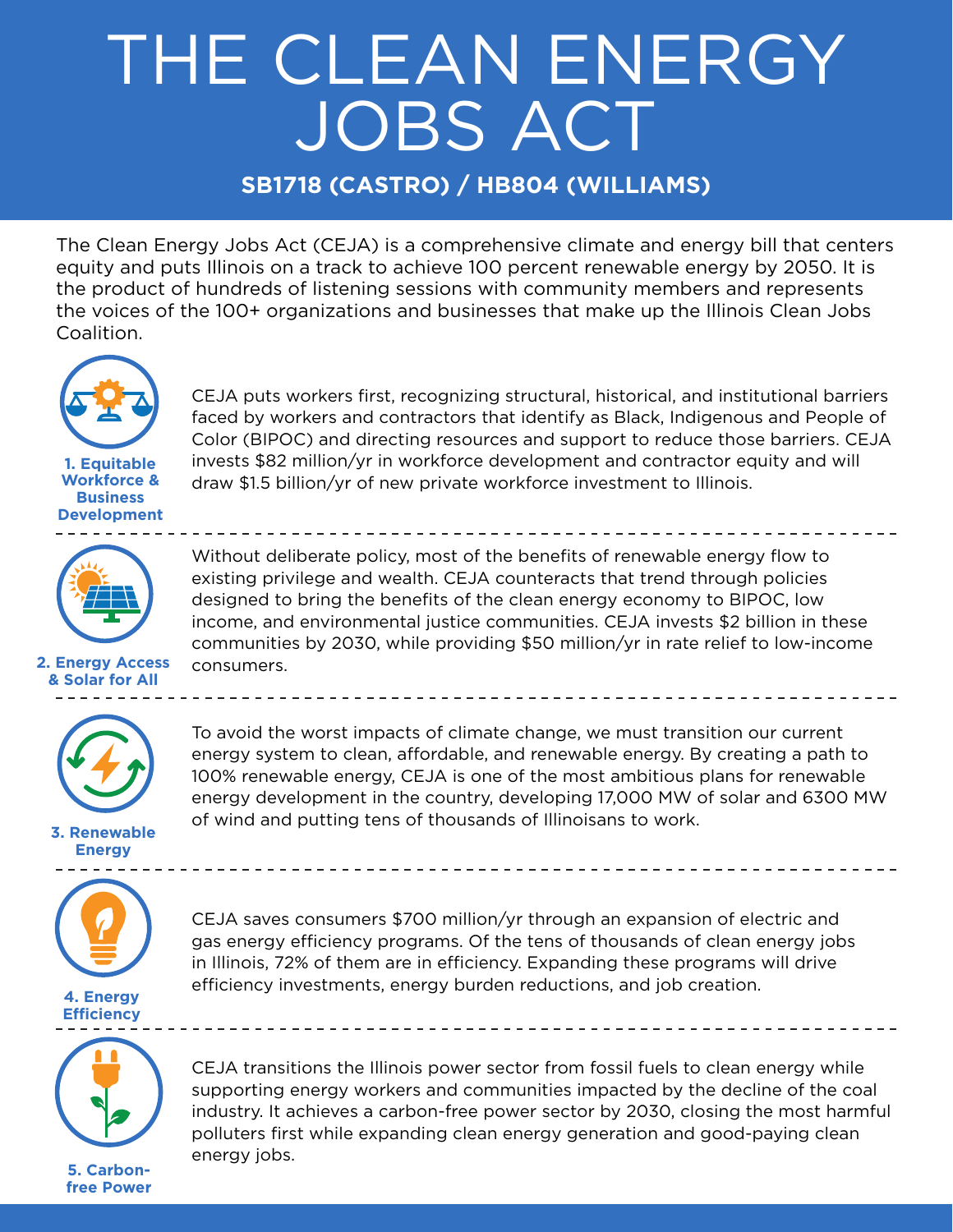# THE CLEAN ENERGY JOBS ACT

**SB1718 (CASTRO) / HB804 (WILLIAMS)**

The Clean Energy Jobs Act (CEJA) is a comprehensive climate and energy bill that centers equity and puts Illinois on a track to achieve 100 percent renewable energy by 2050. It is the product of hundreds of listening sessions with community members and represents the voices of the 100+ organizations and businesses that make up the Illinois Clean Jobs Coalition.

### 1. Equitable Workforce & Business Development

CEJA puts workers first, recognizing structural, historical, and institutional barriers faced by workers and contractors that identify as Black, Indigenous and People of Color (BIPOC) and directing resources and support to reduce those barriers. CEJA invests $82 million/yr in workforce development and contractor equity and will draw $1.5 billion/yr of new private workforce investment to Illinois.

---

### 2. Energy Access & Solar for All

Without deliberate policy, most of the benefits of renewable energy flow to existing privilege and wealth. CEJA counteracts that trend through policies designed to bring the benefits of the clean energy economy to BIPOC, low income, and environmental justice communities. CEJA invests $2 billion in these communities by 2030, while providing $50 million/yr in rate relief to low-income consumers.

---

### 3. Renewable Energy

To avoid the worst impacts of climate change, we must transition our current energy system to clean, affordable, and renewable energy. By creating a path to 100% renewable energy, CEJA is one of the most ambitious plans for renewable energy development in the country, developing 17,000 MW of solar and 6300 MW of wind and putting tens of thousands of Illinoisans to work.

---

### 4. Energy Efficiency

CEJA saves consumers $700 million/yr through an expansion of electric and gas energy efficiency programs. Of the tens of thousands of clean energy jobs in Illinois, 72% of them are in efficiency. Expanding these programs will drive efficiency investments, energy burden reductions, and job creation.

---

### 5. Carbon-free Power

CEJA transitions the Illinois power sector from fossil fuels to clean energy while supporting energy workers and communities impacted by the decline of the coal industry. It achieves a carbon-free power sector by 2030, closing the most harmful polluters first while expanding clean energy generation and good-paying clean energy jobs.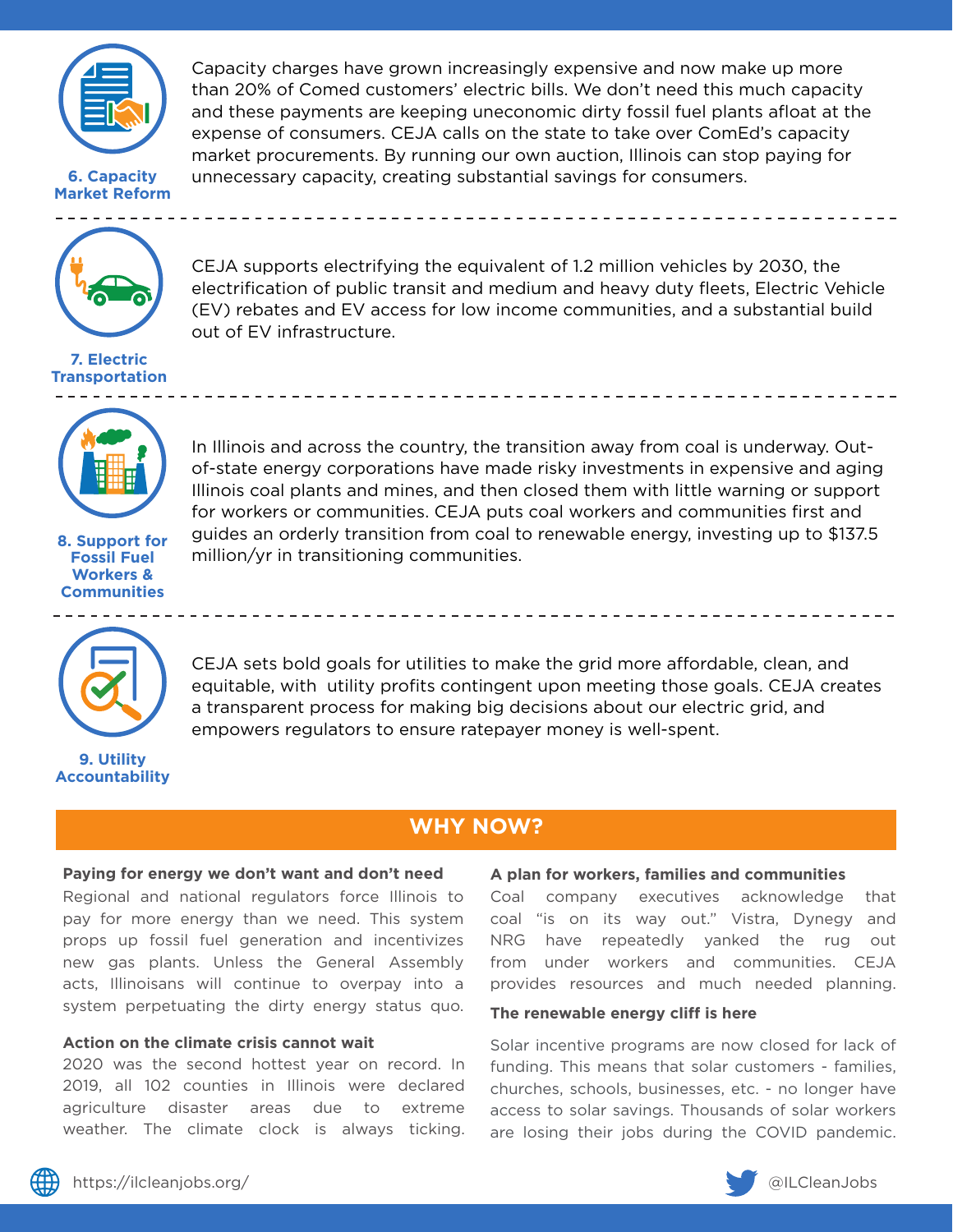### 6. Capacity Market Reform

Capacity charges have grown increasingly expensive and now make up more than 20% of Comed customers' electric bills. We don't need this much capacity and these payments are keeping uneconomic dirty fossil fuel plants afloat at the expense of consumers. CEJA calls on the state to take over ComEd's capacity market procurements. By running our own auction, Illinois can stop paying for unnecessary capacity, creating substantial savings for consumers.

---

### 7. Electric Transportation

CEJA supports electrifying the equivalent of 1.2 million vehicles by 2030, the electrification of public transit and medium and heavy duty fleets, Electric Vehicle (EV) rebates and EV access for low income communities, and a substantial build out of EV infrastructure.

---

### 8. Support for Fossil Fuel Workers & Communities

In Illinois and across the country, the transition away from coal is underway. Out-of-state energy corporations have made risky investments in expensive and aging Illinois coal plants and mines, and then closed them with little warning or support for workers or communities. CEJA puts coal workers and communities first and guides an orderly transition from coal to renewable energy, investing up to $137.5 million/yr in transitioning communities.

---

### 9. Utility Accountability

CEJA sets bold goals for utilities to make the grid more affordable, clean, and equitable, with utility profits contingent upon meeting those goals. CEJA creates a transparent process for making big decisions about our electric grid, and empowers regulators to ensure ratepayer money is well-spent.

## WHY NOW?

**Paying for energy we don't want and don't need**

Regional and national regulators force Illinois to pay for more energy than we need. This system props up fossil fuel generation and incentivizes new gas plants. Unless the General Assembly acts, Illinoisans will continue to overpay into a system perpetuating the dirty energy status quo.

**Action on the climate crisis cannot wait**

2020 was the second hottest year on record. In 2019, all 102 counties in Illinois were declared agriculture disaster areas due to extreme weather. The climate clock is always ticking.

**A plan for workers, families and communities**

Coal company executives acknowledge that coal "is on its way out." Vistra, Dynegy and NRG have repeatedly yanked the rug out from under workers and communities. CEJA provides resources and much needed planning.

**The renewable energy cliff is here**

Solar incentive programs are now closed for lack of funding. This means that solar customers - families, churches, schools, businesses, etc. - no longer have access to solar savings. Thousands of solar workers are losing their jobs during the COVID pandemic.

https://ilcleanjobs.org/

@ILCleanJobs